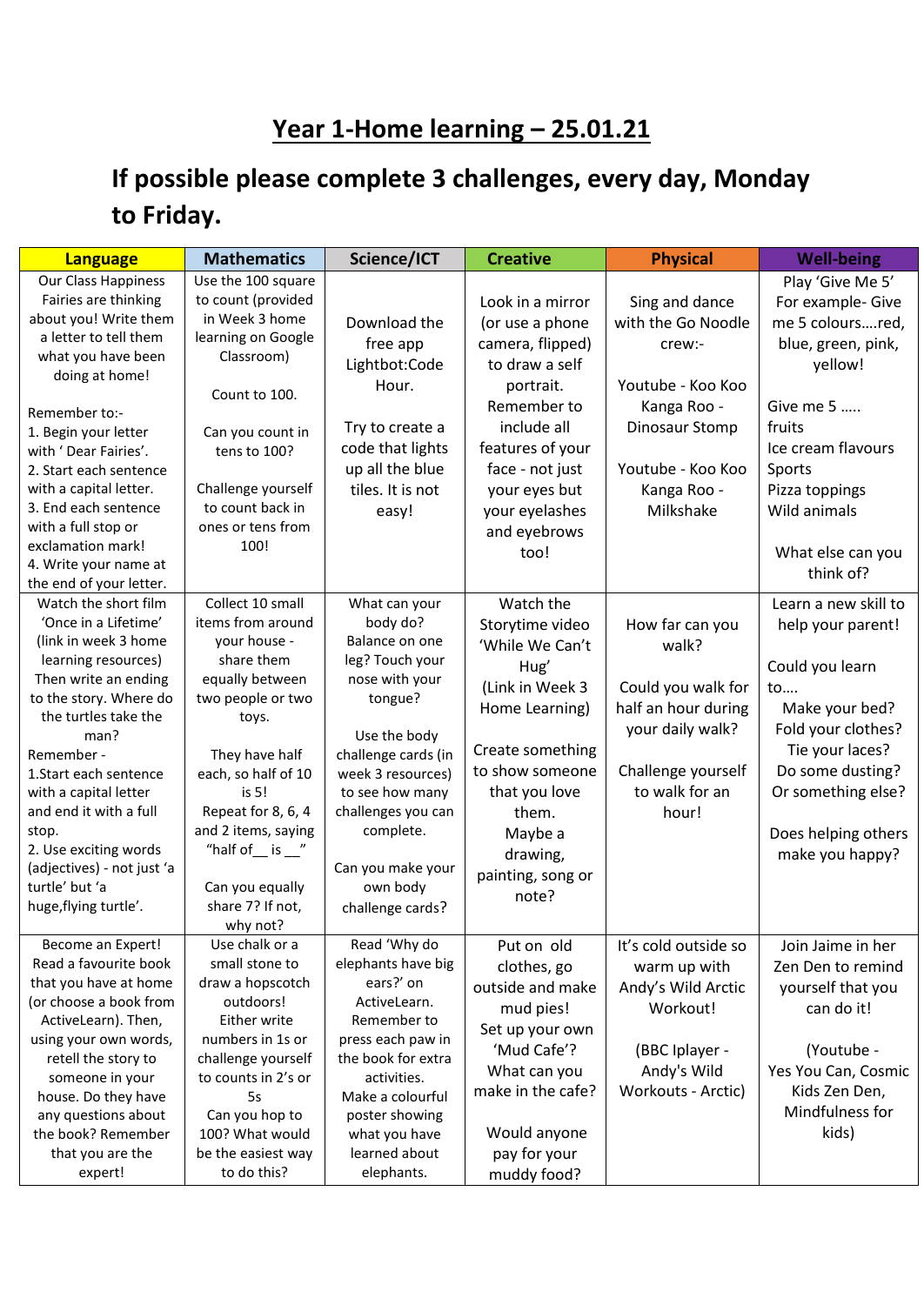# Year 1-Home learning – 25.01.21

## If possible please complete 3 challenges, every day, Monday to Friday.

| Language | Mathematics | Science/ICT | Creative | Physical | Well-being |
|---|---|---|---|---|---|
| Our Class Happiness Fairies are thinking about you! Write them a letter to tell them what you have been doing at home!<br><br>Remember to:-<br>1. Begin your letter with ' Dear Fairies'.<br>2. Start each sentence with a capital letter.<br>3. End each sentence with a full stop or exclamation mark!<br>4. Write your name at the end of your letter. | Use the 100 square to count (provided in Week 3 home learning on Google Classroom)<br><br>Count to 100.<br><br>Can you count in tens to 100?<br><br>Challenge yourself to count back in ones or tens from 100! | Download the free app Lightbot:Code Hour.<br><br>Try to create a code that lights up all the blue tiles. It is not easy! | Look in a mirror (or use a phone camera, flipped) to draw a self portrait. Remember to include all features of your face - not just your eyes but your eyelashes and eyebrows too! | Sing and dance with the Go Noodle crew:-<br><br>Youtube - Koo Koo Kanga Roo - Dinosaur Stomp<br><br>Youtube - Koo Koo Kanga Roo - Milkshake | Play 'Give Me 5' For example- Give me 5 colours….red, blue, green, pink, yellow!<br><br>Give me 5 …..<br>fruits<br>Ice cream flavours<br>Sports<br>Pizza toppings<br>Wild animals<br><br>What else can you think of? |
| Watch the short film 'Once in a Lifetime' (link in week 3 home learning resources) Then write an ending to the story. Where do the turtles take the man?<br>Remember -<br>1.Start each sentence with a capital letter and end it with a full stop.<br>2. Use exciting words (adjectives) - not just 'a turtle' but 'a huge,flying turtle'. | Collect 10 small items from around your house - share them equally between two people or two toys.<br><br>They have half each, so half of 10 is 5!<br>Repeat for 8, 6, 4 and 2 items, saying "half of__ is __"<br><br>Can you equally share 7? If not, why not? | What can your body do? Balance on one leg? Touch your nose with your tongue?<br><br>Use the body challenge cards (in week 3 resources) to see how many challenges you can complete.<br><br>Can you make your own body challenge cards? | Watch the Storytime video 'While We Can't Hug' (Link in Week 3 Home Learning)<br><br>Create something to show someone that you love them. Maybe a drawing, painting, song or note? | How far can you walk?<br><br>Could you walk for half an hour during your daily walk?<br><br>Challenge yourself to walk for an hour! | Learn a new skill to help your parent!<br><br>Could you learn to….<br>Make your bed?<br>Fold your clothes?<br>Tie your laces?<br>Do some dusting?<br>Or something else?<br><br>Does helping others make you happy? |
| Become an Expert! Read a favourite book that you have at home (or choose a book from ActiveLearn). Then, using your own words, retell the story to someone in your house. Do they have any questions about the book? Remember that you are the expert! | Use chalk or a small stone to draw a hopscotch outdoors! Either write numbers in 1s or challenge yourself to counts in 2's or 5s<br>Can you hop to 100? What would be the easiest way to do this? | Read 'Why do elephants have big ears?' on ActiveLearn. Remember to press each paw in the book for extra activities.<br>Make a colourful poster showing what you have learned about elephants. | Put on old clothes, go outside and make mud pies!<br>Set up your own 'Mud Cafe'? What can you make in the cafe?<br><br>Would anyone pay for your muddy food? | It's cold outside so warm up with Andy's Wild Arctic Workout!<br><br>(BBC Iplayer - Andy's Wild Workouts - Arctic) | Join Jaime in her Zen Den to remind yourself that you can do it!<br><br>(Youtube - Yes You Can, Cosmic Kids Zen Den, Mindfulness for kids) |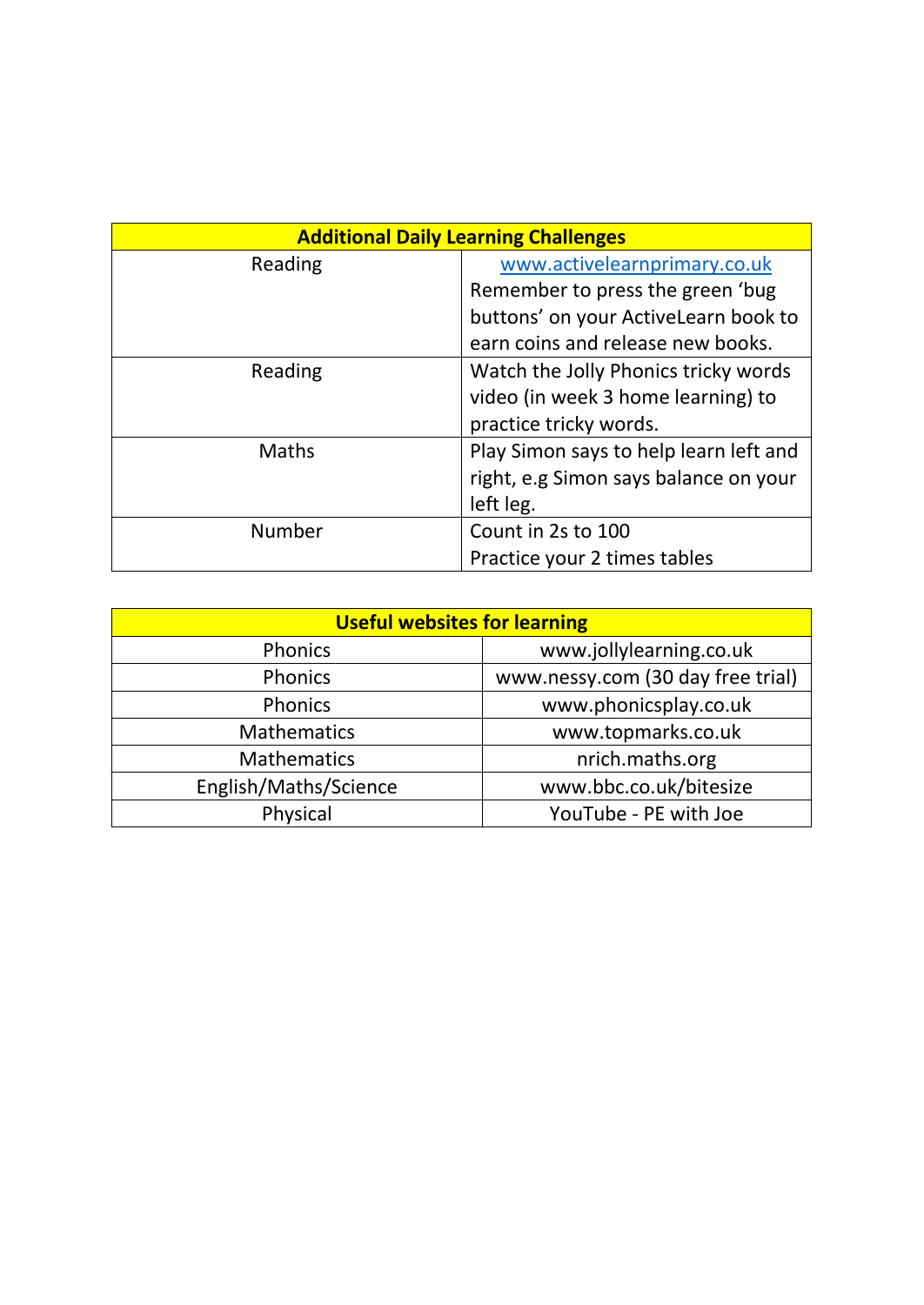| Additional Daily Learning Challenges | |
| --- | --- |
| Reading | www.activelearnprimary.co.uk<br>Remember to press the green 'bug buttons' on your ActiveLearn book to earn coins and release new books. |
| Reading | Watch the Jolly Phonics tricky words video (in week 3 home learning) to practice tricky words. |
| Maths | Play Simon says to help learn left and right, e.g Simon says balance on your left leg. |
| Number | Count in 2s to 100<br>Practice your 2 times tables |

| Useful websites for learning | |
| --- | --- |
| Phonics | www.jollylearning.co.uk |
| Phonics | www.nessy.com (30 day free trial) |
| Phonics | www.phonicsplay.co.uk |
| Mathematics | www.topmarks.co.uk |
| Mathematics | nrich.maths.org |
| English/Maths/Science | www.bbc.co.uk/bitesize |
| Physical | YouTube - PE with Joe |